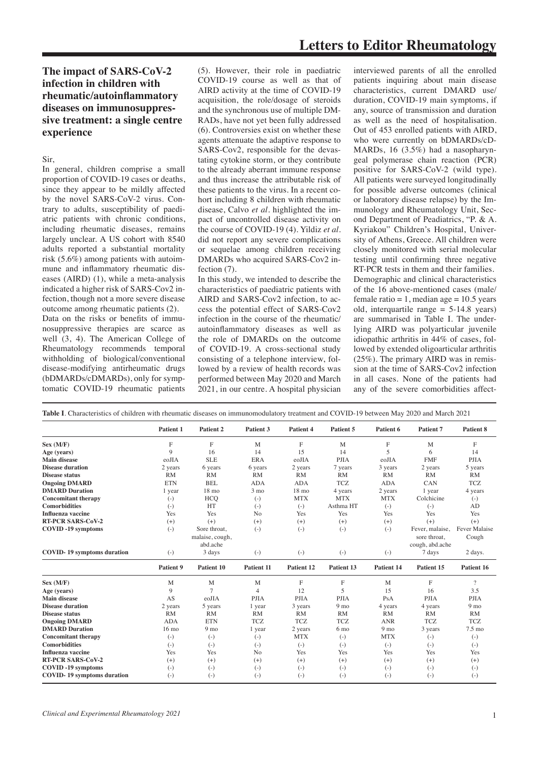# The impact of SARS-CoV-2 infection in children with rheumatic/autoinflammatory diseases on immunosuppressive treatment: a single centre experience

Sir,

In general, children comprise a small proportion of COVID-19 cases or deaths, since they appear to be mildly affected by the novel SARS-CoV-2 virus. Contrary to adults, susceptibility of paediatric patients with chronic conditions, including rheumatic diseases, remains largely unclear. A US cohort with 8540 adults reported a substantial mortality risk (5.6%) among patients with autoimmune and inflammatory rheumatic diseases (AIRD) (1), while a meta-analysis indicated a higher risk of SARS-Cov2 infection, though not a more severe disease outcome among rheumatic patients (2).

Data on the risks or benefits of immunosuppressive therapies are scarce as well (3, 4). The American College of Rheumatology recommends temporal withholding of biological/conventional disease-modifying antirheumatic drugs (bDMARDs/cDMARDs), only for symptomatic COVID-19 rheumatic patients (5). However, their role in paediatric COVID-19 course as well as that of AIRD activity at the time of COVID-19 acquisition, the role/dosage of steroids and the synchronous use of multiple DMRADs, have not yet been fully addressed (6). Controversies exist on whether these agents attenuate the adaptive response to SARS-Cov2, responsible for the devastating cytokine storm, or they contribute to the already aberrant immune response and thus increase the attributable risk of these patients to the virus. In a recent cohort including 8 children with rheumatic disease, Calvo *et al.* highlighted the impact of uncontrolled disease activity on the course of COVID-19 (4). Yildiz *et al.* did not report any severe complications or sequelae among children receiving DMARDs who acquired SARS-Cov2 infection (7).

In this study, we intended to describe the characteristics of paediatric patients with AIRD and SARS-Cov2 infection, to access the potential effect of SARS-Cov2 infection in the course of the rheumatic/autoinflammatory diseases as well as the role of DMARDs on the outcome of COVID-19. A cross-sectional study consisting of a telephone interview, followed by a review of health records was performed between May 2020 and March 2021, in our centre. A hospital physician interviewed parents of all the enrolled patients inquiring about main disease characteristics, current DMARD use/duration, COVID-19 main symptoms, if any, source of transmission and duration as well as the need of hospitalisation. Out of 453 enrolled patients with AIRD, who were currently on bDMARDs/cDMARDs, 16 (3.5%) had a nasopharyngeal polymerase chain reaction (PCR) positive for SARS-CoV-2 (wild type). All patients were surveyed longitudinally for possible adverse outcomes (clinical or laboratory disease relapse) by the Immunology and Rheumatology Unit, Second Department of Paediatrics, "P. & A. Kyriakou" Children's Hospital, University of Athens, Greece. All children were closely monitored with serial molecular testing until confirming three negative RT-PCR tests in them and their families.

Demographic and clinical characteristics of the 16 above-mentioned cases (male/female ratio = 1, median age = 10.5 years old, interquartile range = 5-14.8 years) are summarised in Table I. The underlying AIRD was polyarticular juvenile idiopathic arthritis in 44% of cases, followed by extended oligoarticular arthritis (25%). The primary AIRD was in remission at the time of SARS-Cov2 infection in all cases. None of the patients had any of the severe comorbidities affect-

**Table I**. Characteristics of children with rheumatic diseases on immunomodulatory treatment and COVID-19 between May 2020 and March 2021

| | Patient 1 | Patient 2 | Patient 3 | Patient 4 | Patient 5 | Patient 6 | Patient 7 | Patient 8 |
|---|---|---|---|---|---|---|---|---|
| **Sex (M/F)** | F | F | M | F | M | F | M | F |
| **Age (years)** | 9 | 16 | 14 | 15 | 14 | 5 | 6 | 14 |
| **Main disease** | eoJIA | SLE | ERA | eoJIA | PJIA | eoJIA | FMF | PJIA |
| **Disease duration** | 2 years | 6 years | 6 years | 2 years | 7 years | 3 years | 2 years | 5 years |
| **Disease status** | RM | RM | RM | RM | RM | RM | RM | RM |
| **Ongoing DMARD** | ETN | BEL | ADA | ADA | TCZ | ADA | CAN | TCZ |
| **DMARD Duration** | 1 year | 18 mo | 3 mo | 18 mo | 4 years | 2 years | 1 year | 4 years |
| **Concomitant therapy** | (-) | HCQ | (-) | MTX | MTX | MTX | Colchicine | (-) |
| **Comorbidities** | (-) | HT | (-) | (-) | Asthma HT | (-) | (-) | AD |
| **Influenza vaccine** | Yes | Yes | No | Yes | Yes | Yes | Yes | Yes |
| **RT-PCR SARS-CoV-2** | (+) | (+) | (+) | (+) | (+) | (+) | (+) | (+) |
| **COVID -19 symptoms** | (-) | Sore throat, malaise, cough, abd.ache | (-) | (-) | (-) | (-) | Fever, malaise, sore throat, cough, abd.ache | Fever Malaise Cough |
| **COVID- 19 symptoms duration** | (-) | 3 days | (-) | (-) | (-) | (-) | 7 days | 2 days. |
| | **Patient 9** | **Patient 10** | **Patient 11** | **Patient 12** | **Patient 13** | **Patient 14** | **Patient 15** | **Patient 16** |
| **Sex (M/F)** | M | M | M | F | F | M | F | ? |
| **Age (years)** | 9 | 7 | 4 | 12 | 5 | 15 | 16 | 3.5 |
| **Main disease** | AS | eoJIA | PJIA | PJIA | PJIA | PsA | PJIA | PJIA |
| **Disease duration** | 2 years | 5 years | 1 year | 3 years | 9 mo | 4 years | 4 years | 9 mo |
| **Disease status** | RM | RM | RM | RM | RM | RM | RM | RM |
| **Ongoing DMARD** | ADA | ETN | TCZ | TCZ | TCZ | ANR | TCZ | TCZ |
| **DMARD Duration** | 16 mo | 9 mo | 1 year | 2 years | 6 mo | 9 mo | 3 years | 7.5 mo |
| **Concomitant therapy** | (-) | (-) | (-) | MTX | (-) | MTX | (-) | (-) |
| **Comorbidities** | (-) | (-) | (-) | (-) | (-) | (-) | (-) | (-) |
| **Influenza vaccine** | Yes | Yes | No | Yes | Yes | Yes | Yes | Yes |
| **RT-PCR SARS-CoV-2** | (+) | (+) | (+) | (+) | (+) | (+) | (+) | (+) |
| **COVID -19 symptoms** | (-) | (-) | (-) | (-) | (-) | (-) | (-) | (-) |
| **COVID- 19 symptoms duration** | (-) | (-) | (-) | (-) | (-) | (-) | (-) | (-) |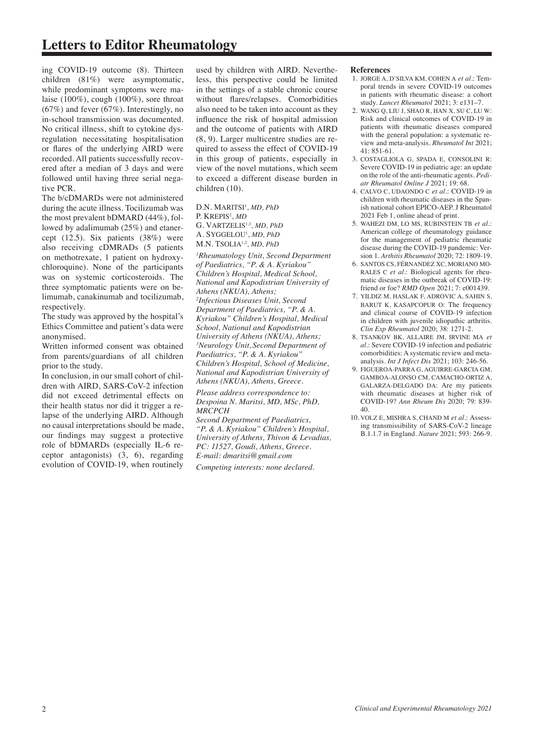ing COVID-19 outcome (8). Thirteen children (81%) were asymptomatic, while predominant symptoms were malaise (100%), cough (100%), sore throat (67%) and fever (67%). Interestingly, no in-school transmission was documented. No critical illness, shift to cytokine dysregulation necessitating hospitalisation or flares of the underlying AIRD were recorded. All patients successfully recovered after a median of 3 days and were followed until having three serial negative PCR.

The b/cDMARDs were not administered during the acute illness. Tocilizumab was the most prevalent bDMARD (44%), followed by adalimumab (25%) and etanercept (12.5). Six patients (38%) were also receiving cDMRADs (5 patients on methotrexate, 1 patient on hydroxychloroquine). None of the participants was on systemic corticosteroids. The three symptomatic patients were on belimumab, canakinumab and tocilizumab, respectively.

The study was approved by the hospital's Ethics Committee and patient's data were anonymised.

Written informed consent was obtained from parents/guardians of all children prior to the study.

In conclusion, in our small cohort of children with AIRD, SARS-CoV-2 infection did not exceed detrimental effects on their health status nor did it trigger a relapse of the underlying AIRD. Although no causal interpretations should be made, our findings may suggest a protective role of bDMARDs (especially IL-6 receptor antagonists) (3, 6), regarding evolution of COVID-19, when routinely used by children with AIRD. Nevertheless, this perspective could be limited in the settings of a stable chronic course without flares/relapses. Comorbidities also need to be taken into account as they influence the risk of hospital admission and the outcome of patients with AIRD (8, 9). Larger multicentre studies are required to assess the effect of COVID-19 in this group of patients, especially in view of the novel mutations, which seem to exceed a different disease burden in children (10).

D.N. Maritsi[1], *MD, PhD*
P. Krepis[2], *MD*
G. Vartzelis[1,3], *MD, PhD*
A. Syggelou[1], *MD, PhD*
M.N. Tsolia[1,2], *MD, PhD*

*[1]Rheumatology Unit, Second Department of Paediatrics, "P. & A. Kyriakou" Children's Hospital, Medical School, National and Kapodistrian University of Athens (NKUA), Athens;*
*[2]Infectious Diseases Unit, Second Department of Paediatrics, "P. & A. Kyriakou" Children's Hospital, Medical School, National and Kapodistrian University of Athens (NKUA), Athens;*
*[3]Neurology Unit, Second Department of Paediatrics, "P. & A. Kyriakou" Children's Hospital, School of Medicine, National and Kapodistrian University of Athens (NKUA), Athens, Greece.*

*Please address correspondence to: Despoina N. Maritsi, MD, MSc, PhD, MRCPCH*
*Second Department of Paediatrics, "P. & A. Kyriakou" Children's Hospital, University of Athens, Thivon & Levadias, PC: 11527, Goudi, Athens, Greece.*
*E-mail: dmaritsi@gmail.com*

*Competing interests: none declared.*

## References

1. Jorge A, D'Silva KM, Cohen A *et al.*: Temporal trends in severe COVID-19 outcomes in patients with rheumatic disease: a cohort study. *Lancet Rheumatol* 2021; 3: e131–7.
2. Wang Q, Liu J, Shao R, Han X, Su C, Lu W: Risk and clinical outcomes of COVID-19 in patients with rheumatic diseases compared with the general population: a systematic review and meta-analysis. *Rheumatol Int* 2021; 41: 851-61.
3. Costagliola G, Spada E, Consolini R: Severe COVID-19 in pediatric age: an update on the role of the anti-rheumatic agents. *Pediatr Rheumatol Online J* 2021; 19: 68.
4. Calvo C, Udaondo C *et al.*: COVID-19 in children with rheumatic diseases in the Spanish national cohort EPICO-AEP. J Rheumatol 2021 Feb 1, online ahead of print.
5. Wahezi DM, Lo MS, Rubinstein TB *et al.*: American college of rheumatology guidance for the management of pediatric rheumatic disease during the COVID-19 pandemic: Version 1. *Arthitis Rheumatol* 2020; 72: 1809-19.
6. Santos CS, Férnandez XC, Moriano Morales C *et al.*: Biological agents for rheumatic diseases in the outbreak of COVID-19: friend or foe? *RMD Open* 2021; 7: e001439.
7. Yildiz M, Haslak F, Adrovic A, Sahin S, Barut K, Kasapcopur O: The frequency and clinical course of COVID-19 infection in children with juvenile idiopathic arthritis. *Clin Exp Rheumatol* 2020; 38: 1271-2.
8. Tsankov BK, Allaire JM, Irvine MA *et al.*: Severe COVID-19 infection and pediatric comorbidities: A systematic review and meta-analysis. *Int J Infect Dis* 2021; 103: 246-56.
9. Figueroa-Parra G, Aguirre-Garcia GM, Gamboa-Alonso CM, Camacho-Ortiz A, Galarza-Delgado DA: Are my patients with rheumatic diseases at higher risk of COVID-19? *Ann Rheum Dis* 2020; 79: 839-40.
10. Volz E, Mishra S, Chand M *et al.*: Assessing transmissibility of SARS-CoV-2 lineage B.1.1.7 in England. *Nature* 2021; 593: 266-9.